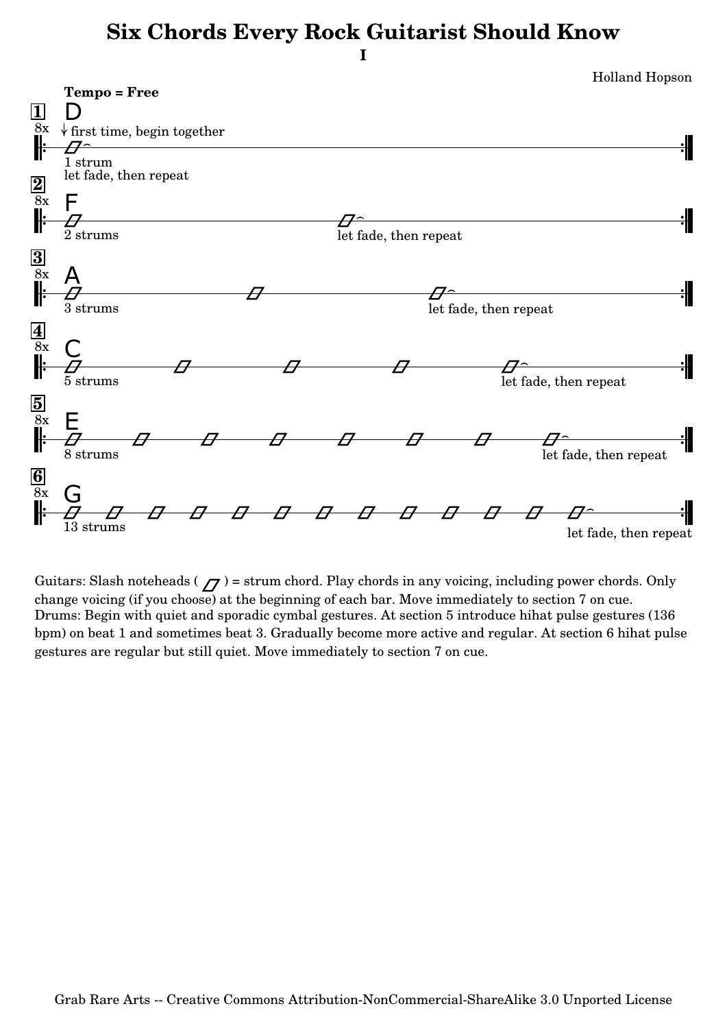# Six Chords Every Rock Guitarist Should Know

**I**

Holland Hopson

**Tempo = Free**

**1** 8x — D
↓ first time, begin together
1 strum
let fade, then repeat

**2** 8x — F
2 strums
let fade, then repeat

**3** 8x — A
3 strums
let fade, then repeat

**4** 8x — C
5 strums
let fade, then repeat

**5** 8x — E
8 strums
let fade, then repeat

**6** 8x — G
13 strums
let fade, then repeat

Guitars: Slash noteheads ( ) = strum chord. Play chords in any voicing, including power chords. Only change voicing (if you choose) at the beginning of each bar. Move immediately to section 7 on cue.
Drums: Begin with quiet and sporadic cymbal gestures. At section 5 introduce hihat pulse gestures (136 bpm) on beat 1 and sometimes beat 3. Gradually become more active and regular. At section 6 hihat pulse gestures are regular but still quiet. Move immediately to section 7 on cue.

Grab Rare Arts -- Creative Commons Attribution-NonCommercial-ShareAlike 3.0 Unported License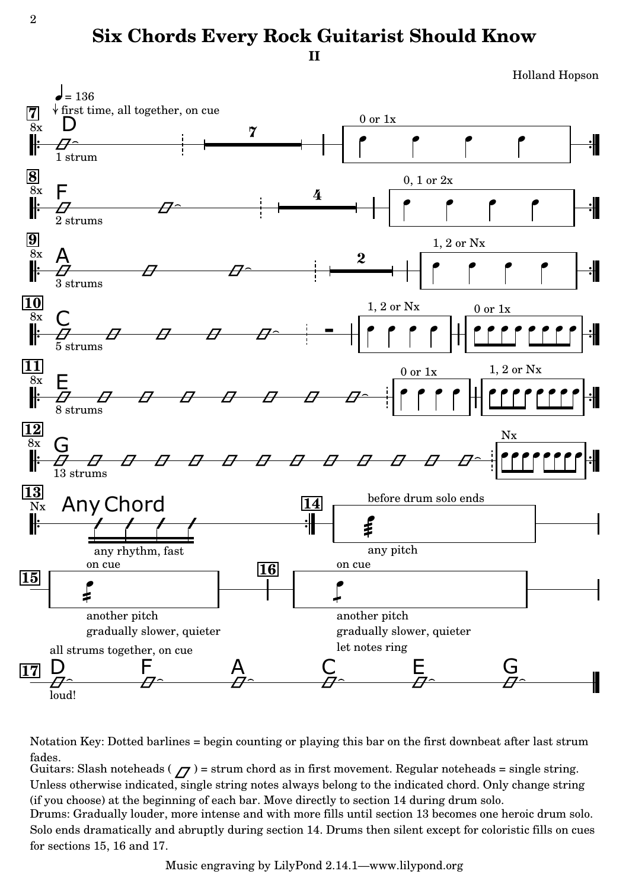# Six Chords Every Rock Guitarist Should Know

**II**

Holland Hopson

♩= 136

↓ first time, all together, on cue

**7** 8x — D — 1 strum — 7 — 0 or 1x

**8** 8x — F — 2 strums — 4 — 0, 1 or 2x

**9** 8x — A — 3 strums — 2 — 1, 2 or Nx

**10** 8x — C — 5 strums — 1, 2 or Nx — 0 or 1x

**11** 8x — E — 8 strums — 0 or 1x — 1, 2 or Nx

**12** 8x — G — 13 strums — Nx

**13** Nx — Any Chord — any rhythm, fast

**14** before drum solo ends — any pitch

**15** on cue — another pitch — gradually slower, quieter

**16** on cue — another pitch — gradually slower, quieter — let notes ring

**17** all strums together, on cue — D F A C E G — loud!

Notation Key: Dotted barlines = begin counting or playing this bar on the first downbeat after last strum fades.

Guitars: Slash noteheads ( ▱ ) = strum chord as in first movement. Regular noteheads = single string. Unless otherwise indicated, single string notes always belong to the indicated chord. Only change string (if you choose) at the beginning of each bar. Move directly to section 14 during drum solo.

Drums: Gradually louder, more intense and with more fills until section 13 becomes one heroic drum solo. Solo ends dramatically and abruptly during section 14. Drums then silent except for coloristic fills on cues for sections 15, 16 and 17.

Music engraving by LilyPond 2.14.1—www.lilypond.org